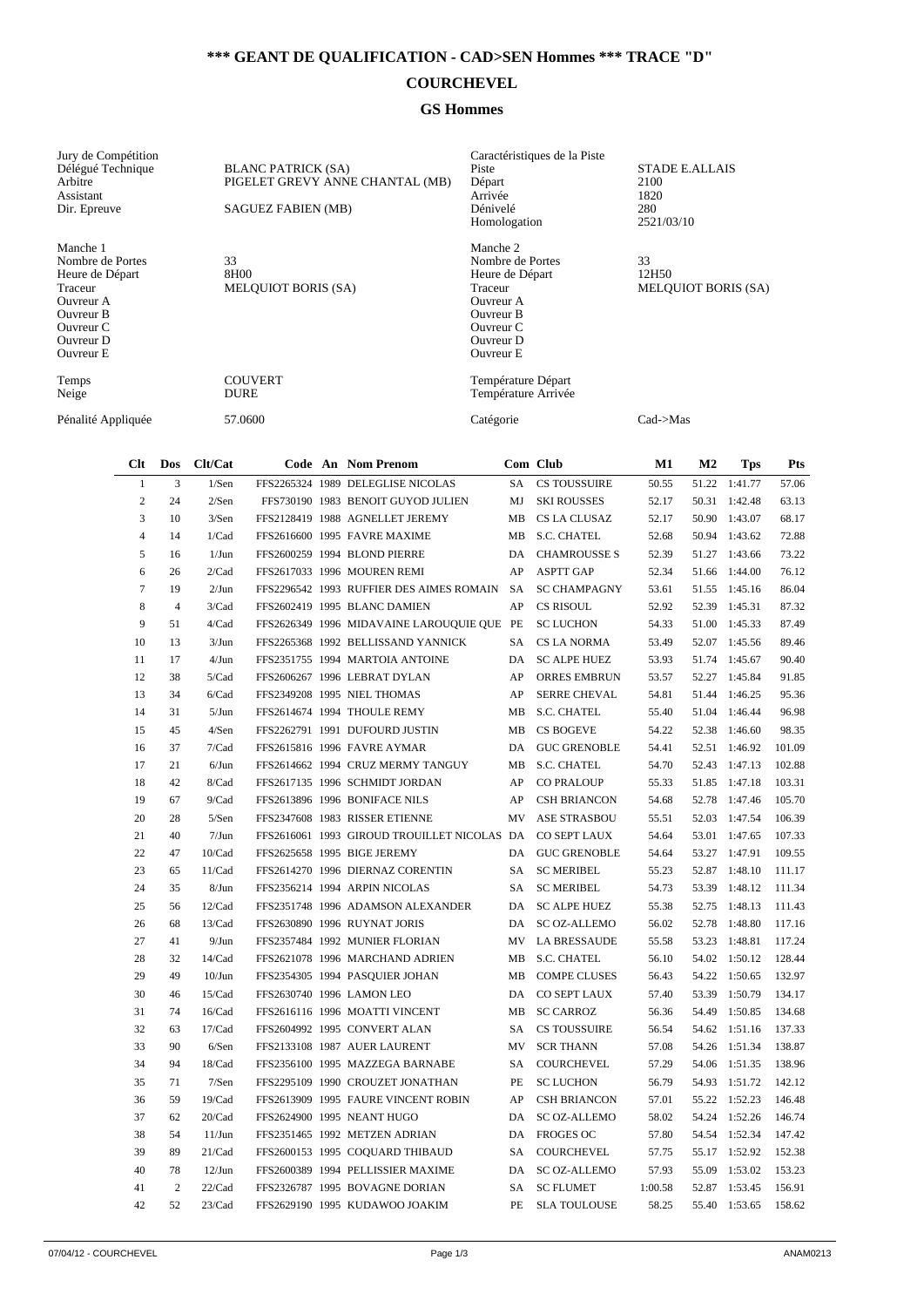# *** GEANT DE QUALIFICATION - CAD>SEN Hommes *** TRACE "D"

## COURCHEVEL

### GS Hommes

| Jury de Compétition | | Caractéristiques de la Piste | |
|---|---|---|---|
| Délégué Technique | BLANC PATRICK (SA) | Piste | STADE E.ALLAIS |
| Arbitre | PIGELET GREVY ANNE CHANTAL (MB) | Départ | 2100 |
| Assistant | | Arrivée | 1820 |
| Dir. Epreuve | SAGUEZ FABIEN (MB) | Dénivelé | 280 |
| | | Homologation | 2521/03/10 |

| Manche 1 | | Manche 2 | |
|---|---|---|---|
| Nombre de Portes | 33 | Nombre de Portes | 33 |
| Heure de Départ | 8H00 | Heure de Départ | 12H50 |
| Traceur | MELQUIOT BORIS (SA) | Traceur | MELQUIOT BORIS (SA) |
| Ouvreur A | | Ouvreur A | |
| Ouvreur B | | Ouvreur B | |
| Ouvreur C | | Ouvreur C | |
| Ouvreur D | | Ouvreur D | |
| Ouvreur E | | Ouvreur E | |

| | | | |
|---|---|---|---|
| Temps | COUVERT | Température Départ | |
| Neige | DURE | Température Arrivée | |
| Pénalité Appliquée | 57.0600 | Catégorie | Cad->Mas |

| Clt | Dos | Clt/Cat | Code | An | Nom Prenom | Com | Club | M1 | M2 | Tps | Pts |
|---|---|---|---|---|---|---|---|---|---|---|---|
| 1 | 3 | 1/Sen | FFS2265324 | 1989 | DELEGLISE NICOLAS | SA | CS TOUSSUIRE | 50.55 | 51.22 | 1:41.77 | 57.06 |
| 2 | 24 | 2/Sen | FFS730190 | 1983 | BENOIT GUYOD JULIEN | MJ | SKI ROUSSES | 52.17 | 50.31 | 1:42.48 | 63.13 |
| 3 | 10 | 3/Sen | FFS2128419 | 1988 | AGNELLET JEREMY | MB | CS LA CLUSAZ | 52.17 | 50.90 | 1:43.07 | 68.17 |
| 4 | 14 | 1/Cad | FFS2616600 | 1995 | FAVRE MAXIME | MB | S.C. CHATEL | 52.68 | 50.94 | 1:43.62 | 72.88 |
| 5 | 16 | 1/Jun | FFS2600259 | 1994 | BLOND PIERRE | DA | CHAMROUSSE S | 52.39 | 51.27 | 1:43.66 | 73.22 |
| 6 | 26 | 2/Cad | FFS2617033 | 1996 | MOUREN REMI | AP | ASPTT GAP | 52.34 | 51.66 | 1:44.00 | 76.12 |
| 7 | 19 | 2/Jun | FFS2296542 | 1993 | RUFFIER DES AIMES ROMAIN | SA | SC CHAMPAGNY | 53.61 | 51.55 | 1:45.16 | 86.04 |
| 8 | 4 | 3/Cad | FFS2602419 | 1995 | BLANC DAMIEN | AP | CS RISOUL | 52.92 | 52.39 | 1:45.31 | 87.32 |
| 9 | 51 | 4/Cad | FFS2626349 | 1996 | MIDAVAINE LAROUQUIE QUE | PE | SC LUCHON | 54.33 | 51.00 | 1:45.33 | 87.49 |
| 10 | 13 | 3/Jun | FFS2265368 | 1992 | BELLISSAND YANNICK | SA | CS LA NORMA | 53.49 | 52.07 | 1:45.56 | 89.46 |
| 11 | 17 | 4/Jun | FFS2351755 | 1994 | MARTOIA ANTOINE | DA | SC ALPE HUEZ | 53.93 | 51.74 | 1:45.67 | 90.40 |
| 12 | 38 | 5/Cad | FFS2606267 | 1996 | LEBRAT DYLAN | AP | ORRES EMBRUN | 53.57 | 52.27 | 1:45.84 | 91.85 |
| 13 | 34 | 6/Cad | FFS2349208 | 1995 | NIEL THOMAS | AP | SERRE CHEVAL | 54.81 | 51.44 | 1:46.25 | 95.36 |
| 14 | 31 | 5/Jun | FFS2614674 | 1994 | THOULE REMY | MB | S.C. CHATEL | 55.40 | 51.04 | 1:46.44 | 96.98 |
| 15 | 45 | 4/Sen | FFS2262791 | 1991 | DUFOURD JUSTIN | MB | CS BOGEVE | 54.22 | 52.38 | 1:46.60 | 98.35 |
| 16 | 37 | 7/Cad | FFS2615816 | 1996 | FAVRE AYMAR | DA | GUC GRENOBLE | 54.41 | 52.51 | 1:46.92 | 101.09 |
| 17 | 21 | 6/Jun | FFS2614662 | 1994 | CRUZ MERMY TANGUY | MB | S.C. CHATEL | 54.70 | 52.43 | 1:47.13 | 102.88 |
| 18 | 42 | 8/Cad | FFS2617135 | 1996 | SCHMIDT JORDAN | AP | CO PRALOUP | 55.33 | 51.85 | 1:47.18 | 103.31 |
| 19 | 67 | 9/Cad | FFS2613896 | 1996 | BONIFACE NILS | AP | CSH BRIANCON | 54.68 | 52.78 | 1:47.46 | 105.70 |
| 20 | 28 | 5/Sen | FFS2347608 | 1983 | RISSER ETIENNE | MV | ASE STRASBOU | 55.51 | 52.03 | 1:47.54 | 106.39 |
| 21 | 40 | 7/Jun | FFS2616061 | 1993 | GIROUD TROUILLET NICOLAS | DA | CO SEPT LAUX | 54.64 | 53.01 | 1:47.65 | 107.33 |
| 22 | 47 | 10/Cad | FFS2625658 | 1995 | BIGE JEREMY | DA | GUC GRENOBLE | 54.64 | 53.27 | 1:47.91 | 109.55 |
| 23 | 65 | 11/Cad | FFS2614270 | 1996 | DIERNAZ CORENTIN | SA | SC MERIBEL | 55.23 | 52.87 | 1:48.10 | 111.17 |
| 24 | 35 | 8/Jun | FFS2356214 | 1994 | ARPIN NICOLAS | SA | SC MERIBEL | 54.73 | 53.39 | 1:48.12 | 111.34 |
| 25 | 56 | 12/Cad | FFS2351748 | 1996 | ADAMSON ALEXANDER | DA | SC ALPE HUEZ | 55.38 | 52.75 | 1:48.13 | 111.43 |
| 26 | 68 | 13/Cad | FFS2630890 | 1996 | RUYNAT JORIS | DA | SC OZ-ALLEMO | 56.02 | 52.78 | 1:48.80 | 117.16 |
| 27 | 41 | 9/Jun | FFS2357484 | 1992 | MUNIER FLORIAN | MV | LA BRESSAUDE | 55.58 | 53.23 | 1:48.81 | 117.24 |
| 28 | 32 | 14/Cad | FFS2621078 | 1996 | MARCHAND ADRIEN | MB | S.C. CHATEL | 56.10 | 54.02 | 1:50.12 | 128.44 |
| 29 | 49 | 10/Jun | FFS2354305 | 1994 | PASQUIER JOHAN | MB | COMPE CLUSES | 56.43 | 54.22 | 1:50.65 | 132.97 |
| 30 | 46 | 15/Cad | FFS2630740 | 1996 | LAMON LEO | DA | CO SEPT LAUX | 57.40 | 53.39 | 1:50.79 | 134.17 |
| 31 | 74 | 16/Cad | FFS2616116 | 1996 | MOATTI VINCENT | MB | SC CARROZ | 56.36 | 54.49 | 1:50.85 | 134.68 |
| 32 | 63 | 17/Cad | FFS2604992 | 1995 | CONVERT ALAN | SA | CS TOUSSUIRE | 56.54 | 54.62 | 1:51.16 | 137.33 |
| 33 | 90 | 6/Sen | FFS2133108 | 1987 | AUER LAURENT | MV | SCR THANN | 57.08 | 54.26 | 1:51.34 | 138.87 |
| 34 | 94 | 18/Cad | FFS2356100 | 1995 | MAZZEGA BARNABE | SA | COURCHEVEL | 57.29 | 54.06 | 1:51.35 | 138.96 |
| 35 | 71 | 7/Sen | FFS2295109 | 1990 | CROUZET JONATHAN | PE | SC LUCHON | 56.79 | 54.93 | 1:51.72 | 142.12 |
| 36 | 59 | 19/Cad | FFS2613909 | 1995 | FAURE VINCENT ROBIN | AP | CSH BRIANCON | 57.01 | 55.22 | 1:52.23 | 146.48 |
| 37 | 62 | 20/Cad | FFS2624900 | 1995 | NEANT HUGO | DA | SC OZ-ALLEMO | 58.02 | 54.24 | 1:52.26 | 146.74 |
| 38 | 54 | 11/Jun | FFS2351465 | 1992 | METZEN ADRIAN | DA | FROGES OC | 57.80 | 54.54 | 1:52.34 | 147.42 |
| 39 | 89 | 21/Cad | FFS2600153 | 1995 | COQUARD THIBAUD | SA | COURCHEVEL | 57.75 | 55.17 | 1:52.92 | 152.38 |
| 40 | 78 | 12/Jun | FFS2600389 | 1994 | PELLISSIER MAXIME | DA | SC OZ-ALLEMO | 57.93 | 55.09 | 1:53.02 | 153.23 |
| 41 | 2 | 22/Cad | FFS2326787 | 1995 | BOVAGNE DORIAN | SA | SC FLUMET | 1:00.58 | 52.87 | 1:53.45 | 156.91 |
| 42 | 52 | 23/Cad | FFS2629190 | 1995 | KUDAWOO JOAKIM | PE | SLA TOULOUSE | 58.25 | 55.40 | 1:53.65 | 158.62 |

07/04/12 - COURCHEVEL    ANAM0213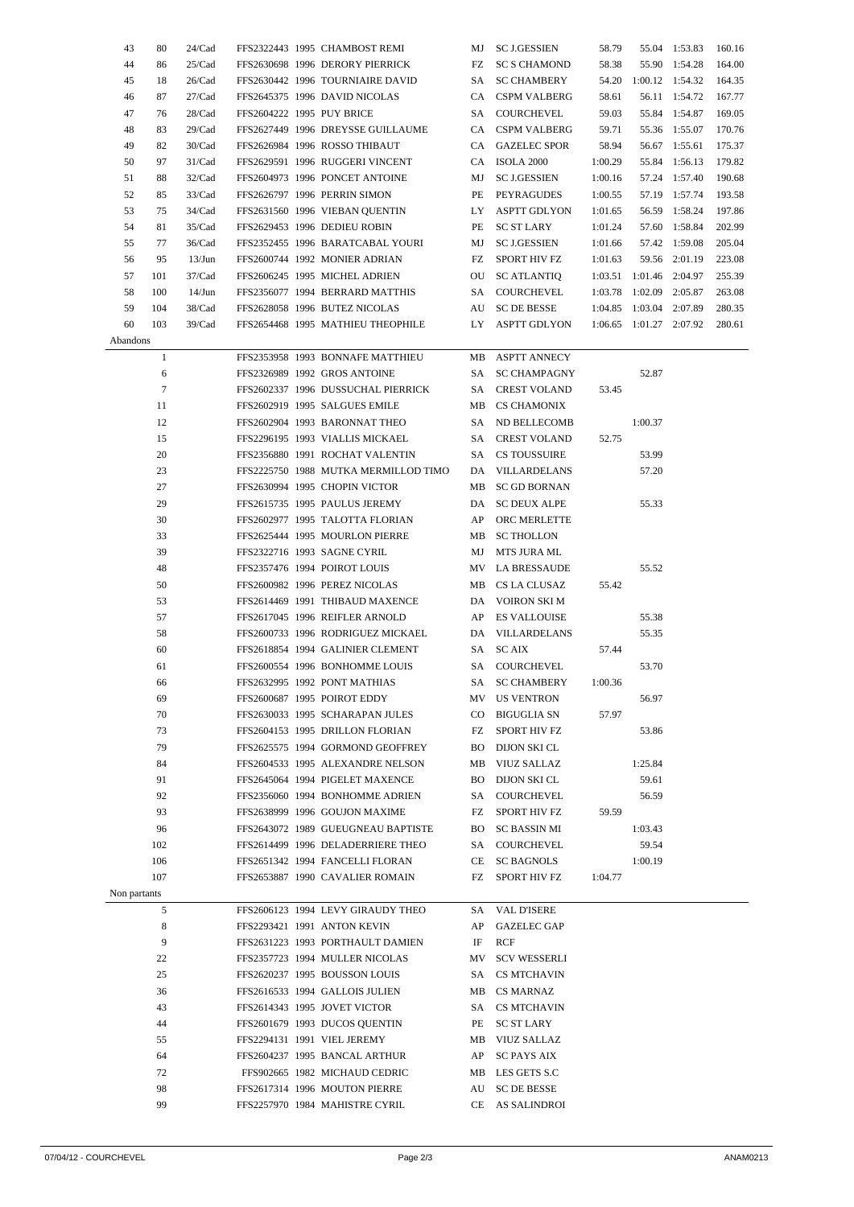| | | | | | | | | | | | |
|---|---|---|---|---|---|---|---|---|---|---|---|
| 43 | 80 | 24/Cad | FFS2322443 | 1995 | CHAMBOST REMI | MJ | SC J.GESSIEN | 58.79 | 55.04 | 1:53.83 | 160.16 |
| 44 | 86 | 25/Cad | FFS2630698 | 1996 | DERORY PIERRICK | FZ | SC S CHAMOND | 58.38 | 55.90 | 1:54.28 | 164.00 |
| 45 | 18 | 26/Cad | FFS2630442 | 1996 | TOURNIAIRE DAVID | SA | SC CHAMBERY | 54.20 | 1:00.12 | 1:54.32 | 164.35 |
| 46 | 87 | 27/Cad | FFS2645375 | 1996 | DAVID NICOLAS | CA | CSPM VALBERG | 58.61 | 56.11 | 1:54.72 | 167.77 |
| 47 | 76 | 28/Cad | FFS2604222 | 1995 | PUY BRICE | SA | COURCHEVEL | 59.03 | 55.84 | 1:54.87 | 169.05 |
| 48 | 83 | 29/Cad | FFS2627449 | 1996 | DREYSSE GUILLAUME | CA | CSPM VALBERG | 59.71 | 55.36 | 1:55.07 | 170.76 |
| 49 | 82 | 30/Cad | FFS2626984 | 1996 | ROSSO THIBAUT | CA | GAZELEC SPOR | 58.94 | 56.67 | 1:55.61 | 175.37 |
| 50 | 97 | 31/Cad | FFS2629591 | 1996 | RUGGERI VINCENT | CA | ISOLA 2000 | 1:00.29 | 55.84 | 1:56.13 | 179.82 |
| 51 | 88 | 32/Cad | FFS2604973 | 1996 | PONCET ANTOINE | MJ | SC J.GESSIEN | 1:00.16 | 57.24 | 1:57.40 | 190.68 |
| 52 | 85 | 33/Cad | FFS2626797 | 1996 | PERRIN SIMON | PE | PEYRAGUDES | 1:00.55 | 57.19 | 1:57.74 | 193.58 |
| 53 | 75 | 34/Cad | FFS2631560 | 1996 | VIEBAN QUENTIN | LY | ASPTT GDLYON | 1:01.65 | 56.59 | 1:58.24 | 197.86 |
| 54 | 81 | 35/Cad | FFS2629453 | 1996 | DEDIEU ROBIN | PE | SC ST LARY | 1:01.24 | 57.60 | 1:58.84 | 202.99 |
| 55 | 77 | 36/Cad | FFS2352455 | 1996 | BARATCABAL YOURI | MJ | SC J.GESSIEN | 1:01.66 | 57.42 | 1:59.08 | 205.04 |
| 56 | 95 | 13/Jun | FFS2600744 | 1992 | MONIER ADRIAN | FZ | SPORT HIV FZ | 1:01.63 | 59.56 | 2:01.19 | 223.08 |
| 57 | 101 | 37/Cad | FFS2606245 | 1995 | MICHEL ADRIEN | OU | SC ATLANTIQ | 1:03.51 | 1:01.46 | 2:04.97 | 255.39 |
| 58 | 100 | 14/Jun | FFS2356077 | 1994 | BERRARD MATTHIS | SA | COURCHEVEL | 1:03.78 | 1:02.09 | 2:05.87 | 263.08 |
| 59 | 104 | 38/Cad | FFS2628058 | 1996 | BUTEZ NICOLAS | AU | SC DE BESSE | 1:04.85 | 1:03.04 | 2:07.89 | 280.35 |
| 60 | 103 | 39/Cad | FFS2654468 | 1995 | MATHIEU THEOPHILE | LY | ASPTT GDLYON | 1:06.65 | 1:01.27 | 2:07.92 | 280.61 |

**Abandons**

| Dossard | Code | Année | Nom | Comité | Club | Manche 1 | Manche 2 |
|---|---|---|---|---|---|---|---|
| 1 | FFS2353958 | 1993 | BONNAFE MATTHIEU | MB | ASPTT ANNECY | | |
| 6 | FFS2326989 | 1992 | GROS ANTOINE | SA | SC CHAMPAGNY | | 52.87 |
| 7 | FFS2602337 | 1996 | DUSSUCHAL PIERRICK | SA | CREST VOLAND | 53.45 | |
| 11 | FFS2602919 | 1995 | SALGUES EMILE | MB | CS CHAMONIX | | |
| 12 | FFS2602904 | 1993 | BARONNAT THEO | SA | ND BELLECOMB | | 1:00.37 |
| 15 | FFS2296195 | 1993 | VIALLIS MICKAEL | SA | CREST VOLAND | 52.75 | |
| 20 | FFS2356880 | 1991 | ROCHAT VALENTIN | SA | CS TOUSSUIRE | | 53.99 |
| 23 | FFS2225750 | 1988 | MUTKA MERMILLOD TIMO | DA | VILLARDELANS | | 57.20 |
| 27 | FFS2630994 | 1995 | CHOPIN VICTOR | MB | SC GD BORNAN | | |
| 29 | FFS2615735 | 1995 | PAULUS JEREMY | DA | SC DEUX ALPE | | 55.33 |
| 30 | FFS2602977 | 1995 | TALOTTA FLORIAN | AP | ORC MERLETTE | | |
| 33 | FFS2625444 | 1995 | MOURLON PIERRE | MB | SC THOLLON | | |
| 39 | FFS2322716 | 1993 | SAGNE CYRIL | MJ | MTS JURA ML | | |
| 48 | FFS2357476 | 1994 | POIROT LOUIS | MV | LA BRESSAUDE | | 55.52 |
| 50 | FFS2600982 | 1996 | PEREZ NICOLAS | MB | CS LA CLUSAZ | 55.42 | |
| 53 | FFS2614469 | 1991 | THIBAUD MAXENCE | DA | VOIRON SKI M | | |
| 57 | FFS2617045 | 1996 | REIFLER ARNOLD | AP | ES VALLOUISE | | 55.38 |
| 58 | FFS2600733 | 1996 | RODRIGUEZ MICKAEL | DA | VILLARDELANS | | 55.35 |
| 60 | FFS2618854 | 1994 | GALINIER CLEMENT | SA | SC AIX | 57.44 | |
| 61 | FFS2600554 | 1996 | BONHOMME LOUIS | SA | COURCHEVEL | | 53.70 |
| 66 | FFS2632995 | 1992 | PONT MATHIAS | SA | SC CHAMBERY | 1:00.36 | |
| 69 | FFS2600687 | 1995 | POIROT EDDY | MV | US VENTRON | | 56.97 |
| 70 | FFS2630033 | 1995 | SCHARAPAN JULES | CO | BIGUGLIA SN | 57.97 | |
| 73 | FFS2604153 | 1995 | DRILLON FLORIAN | FZ | SPORT HIV FZ | | 53.86 |
| 79 | FFS2625575 | 1994 | GORMOND GEOFFREY | BO | DIJON SKI CL | | |
| 84 | FFS2604533 | 1995 | ALEXANDRE NELSON | MB | VIUZ SALLAZ | | 1:25.84 |
| 91 | FFS2645064 | 1994 | PIGELET MAXENCE | BO | DIJON SKI CL | | 59.61 |
| 92 | FFS2356060 | 1994 | BONHOMME ADRIEN | SA | COURCHEVEL | | 56.59 |
| 93 | FFS2638999 | 1996 | GOUJON MAXIME | FZ | SPORT HIV FZ | 59.59 | |
| 96 | FFS2643072 | 1989 | GUEUGNEAU BAPTISTE | BO | SC BASSIN MI | | 1:03.43 |
| 102 | FFS2614499 | 1996 | DELADERRIERE THEO | SA | COURCHEVEL | | 59.54 |
| 106 | FFS2651342 | 1994 | FANCELLI FLORAN | CE | SC BAGNOLS | | 1:00.19 |
| 107 | FFS2653887 | 1990 | CAVALIER ROMAIN | FZ | SPORT HIV FZ | 1:04.77 | |

**Non partants**

| Dossard | Code | Année | Nom | Comité | Club |
|---|---|---|---|---|---|
| 5 | FFS2606123 | 1994 | LEVY GIRAUDY THEO | SA | VAL D'ISERE |
| 8 | FFS2293421 | 1991 | ANTON KEVIN | AP | GAZELEC GAP |
| 9 | FFS2631223 | 1993 | PORTHAULT DAMIEN | IF | RCF |
| 22 | FFS2357723 | 1994 | MULLER NICOLAS | MV | SCV WESSERLI |
| 25 | FFS2620237 | 1995 | BOUSSON LOUIS | SA | CS MTCHAVIN |
| 36 | FFS2616533 | 1994 | GALLOIS JULIEN | MB | CS MARNAZ |
| 43 | FFS2614343 | 1995 | JOVET VICTOR | SA | CS MTCHAVIN |
| 44 | FFS2601679 | 1993 | DUCOS QUENTIN | PE | SC ST LARY |
| 55 | FFS2294131 | 1991 | VIEL JEREMY | MB | VIUZ SALLAZ |
| 64 | FFS2604237 | 1995 | BANCAL ARTHUR | AP | SC PAYS AIX |
| 72 | FFS902665 | 1982 | MICHAUD CEDRIC | MB | LES GETS S.C |
| 98 | FFS2617314 | 1996 | MOUTON PIERRE | AU | SC DE BESSE |
| 99 | FFS2257970 | 1984 | MAHISTRE CYRIL | CE | AS SALINDROI |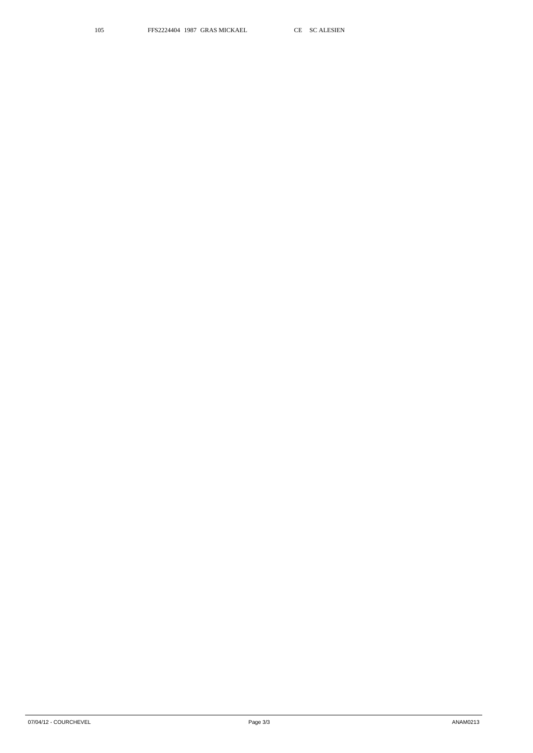| | | | | | |
|---|---|---|---|---|---|
| 105 | FFS2224404 | 1987 | GRAS MICKAEL | CE | SC ALESIEN |